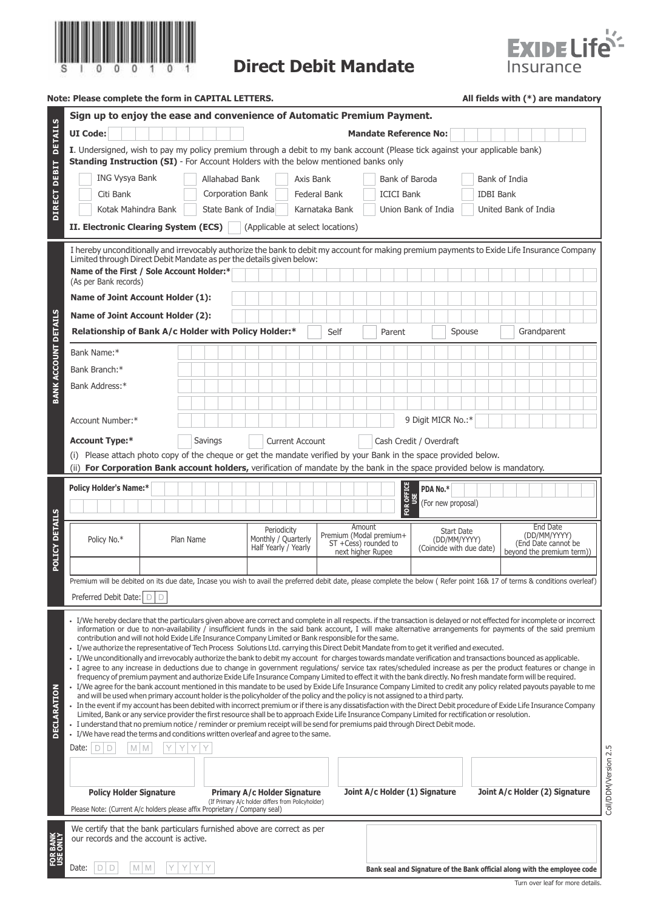S I 0 0 0 1 0 1

# Direct Debit Mandate

**EXIDE Life Insurance**

**Note: Please complete the form in CAPITAL LETTERS.** **All fields with (*) are mandatory**

## DIRECT DEBIT DETAILS

**Sign up to enjoy the ease and convenience of Automatic Premium Payment.**

**UI Code:** **Mandate Reference No:**

**I**. Undersigned, wish to pay my policy premium through a debit to my bank account (Please tick against your applicable bank)

**Standing Instruction (SI)** - For Account Holders with the below mentioned banks only

| | | | | |
|---|---|---|---|---|
| ING Vysya Bank | Allahabad Bank | Axis Bank | Bank of Baroda | Bank of India |
| Citi Bank | Corporation Bank | Federal Bank | ICICI Bank | IDBI Bank |
| Kotak Mahindra Bank | State Bank of India | Karnataka Bank | Union Bank of India | United Bank of India |

**II. Electronic Clearing System (ECS)** (Applicable at select locations)

## BANK ACCOUNT DETAILS

I hereby unconditionally and irrevocably authorize the bank to debit my account for making premium payments to Exide Life Insurance Company Limited through Direct Debit Mandate as per the details given below:

**Name of the First / Sole Account Holder:*** (As per Bank records)

**Name of Joint Account Holder (1):**

**Name of Joint Account Holder (2):**

**Relationship of Bank A/c Holder with Policy Holder:*** Self / Parent / Spouse / Grandparent

Bank Name:*

Bank Branch:*

Bank Address:*

Account Number:* 9 Digit MICR No.:*

**Account Type:*** Savings / Current Account / Cash Credit / Overdraft

(i) Please attach photo copy of the cheque or get the mandate verified by your Bank in the space provided below.

(ii) **For Corporation Bank account holders,** verification of mandate by the bank in the space provided below is mandatory.

## POLICY DETAILS

**Policy Holder's Name:*** 

FOR OFFICE USE: **PDA No.*** (For new proposal)

| Policy No.* | Plan Name | Periodicity Monthly / Quarterly Half Yearly / Yearly | Amount Premium (Modal premium+ ST +Cess) rounded to next higher Rupee | Start Date (DD/MM/YYYY) (Coincide with due date) | End Date (DD/MM/YYYY) (End Date cannot be beyond the premium term)) |
|---|---|---|---|---|---|
| | | | | | |

Premium will be debited on its due date, Incase you wish to avail the preferred debit date, please complete the below ( Refer point 16& 17 of terms & conditions overleaf)

Preferred Debit Date: D D

## DECLARATION

- I/We hereby declare that the particulars given above are correct and complete in all respects. if the transaction is delayed or not effected for incomplete or incorrect information or due to non-availability / insufficient funds in the said bank account, I will make alternative arrangements for payments of the said premium contribution and will not hold Exide Life Insurance Company Limited or Bank responsible for the same.
- I/we authorize the representative of Tech Process Solutions Ltd. carrying this Direct Debit Mandate from to get it verified and executed.
- I/We unconditionally and irrevocably authorize the bank to debit my account for charges towards mandate verification and transactions bounced as applicable.
- I agree to any increase in deductions due to change in government regulations/ service tax rates/scheduled increase as per the product features or change in frequency of premium payment and authorize Exide Life Insurance Company Limited to effect it with the bank directly. No fresh mandate form will be required.
- I/We agree for the bank account mentioned in this mandate to be used by Exide Life Insurance Company Limited to credit any policy related payouts payable to me and will be used when primary account holder is the policyholder of the policy and the policy is not assigned to a third party.
- In the event if my account has been debited with incorrect premium or if there is any dissatisfaction with the Direct Debit procedure of Exide Life Insurance Company Limited, Bank or any service provider the first resource shall be to approach Exide Life Insurance Company Limited for rectification or resolution.
- I understand that no premium notice / reminder or premium receipt will be send for premiums paid through Direct Debit mode.
- I/We have read the terms and conditions written overleaf and agree to the same.

Date: D D M M Y Y Y Y

| **Policy Holder Signature** | **Primary A/c Holder Signature** (If Primary A/c holder differs from Policyholder) | **Joint A/c Holder (1) Signature** | **Joint A/c Holder (2) Signature** |
|---|---|---|---|

Please Note: (Current A/c holders please affix Proprietary / Company seal)

Coll/DDM/Version 2.5

## FOR BANK USE ONLY

We certify that the bank particulars furnished above are correct as per our records and the account is active.

Date: D D M M Y Y Y Y

**Bank seal and Signature of the Bank official along with the employee code**

Turn over leaf for more details.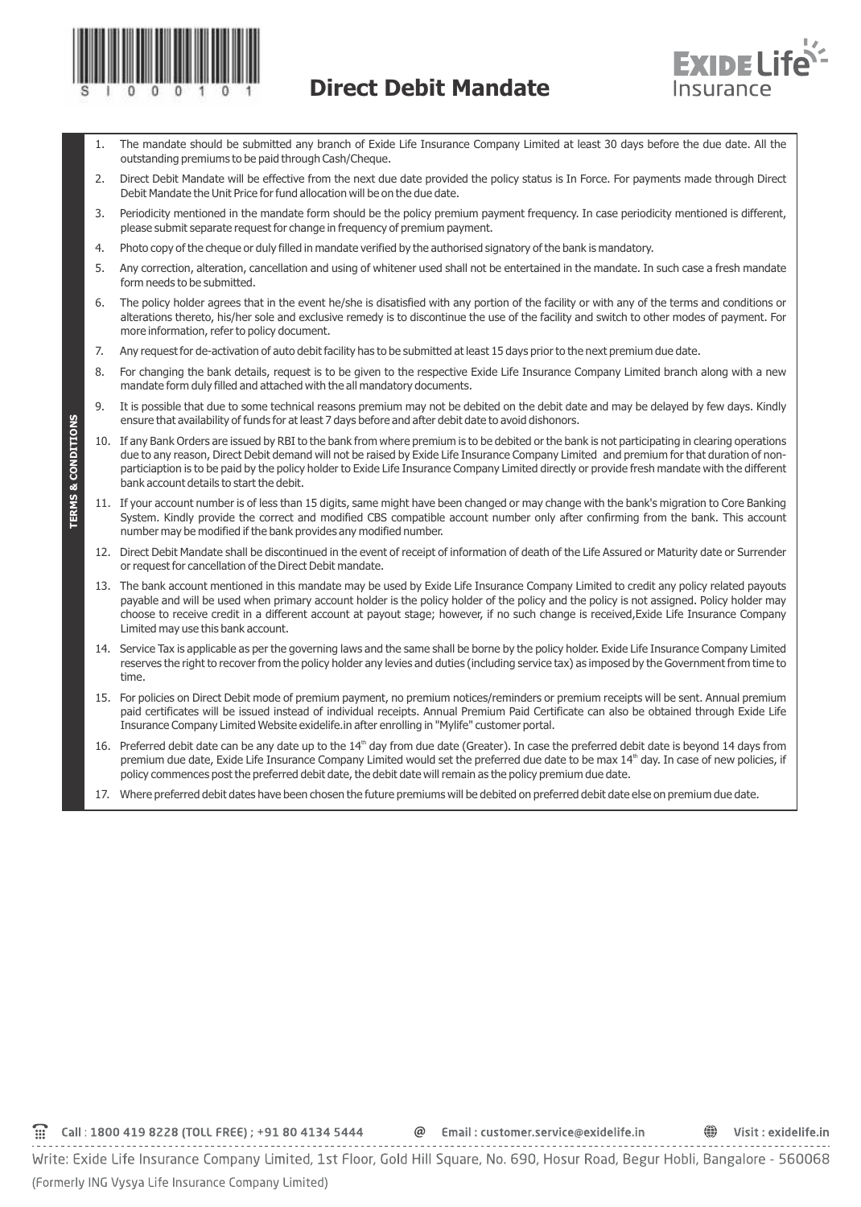# Direct Debit Mandate

**TERMS & CONDITIONS**

1. The mandate should be submitted any branch of Exide Life Insurance Company Limited at least 30 days before the due date. All the outstanding premiums to be paid through Cash/Cheque.
2. Direct Debit Mandate will be effective from the next due date provided the policy status is In Force. For payments made through Direct Debit Mandate the Unit Price for fund allocation will be on the due date.
3. Periodicity mentioned in the mandate form should be the policy premium payment frequency. In case periodicity mentioned is different, please submit separate request for change in frequency of premium payment.
4. Photo copy of the cheque or duly filled in mandate verified by the authorised signatory of the bank is mandatory.
5. Any correction, alteration, cancellation and using of whitener used shall not be entertained in the mandate. In such case a fresh mandate form needs to be submitted.
6. The policy holder agrees that in the event he/she is disatisfied with any portion of the facility or with any of the terms and conditions or alterations thereto, his/her sole and exclusive remedy is to discontinue the use of the facility and switch to other modes of payment. For more information, refer to policy document.
7. Any request for de-activation of auto debit facility has to be submitted at least 15 days prior to the next premium due date.
8. For changing the bank details, request is to be given to the respective Exide Life Insurance Company Limited branch along with a new mandate form duly filled and attached with the all mandatory documents.
9. It is possible that due to some technical reasons premium may not be debited on the debit date and may be delayed by few days. Kindly ensure that availability of funds for at least 7 days before and after debit date to avoid dishonors.
10. If any Bank Orders are issued by RBI to the bank from where premium is to be debited or the bank is not participating in clearing operations due to any reason, Direct Debit demand will not be raised by Exide Life Insurance Company Limited and premium for that duration of non-particiaption is to be paid by the policy holder to Exide Life Insurance Company Limited directly or provide fresh mandate with the different bank account details to start the debit.
11. If your account number is of less than 15 digits, same might have been changed or may change with the bank's migration to Core Banking System. Kindly provide the correct and modified CBS compatible account number only after confirming from the bank. This account number may be modified if the bank provides any modified number.
12. Direct Debit Mandate shall be discontinued in the event of receipt of information of death of the Life Assured or Maturity date or Surrender or request for cancellation of the Direct Debit mandate.
13. The bank account mentioned in this mandate may be used by Exide Life Insurance Company Limited to credit any policy related payouts payable and will be used when primary account holder is the policy holder of the policy and the policy is not assigned. Policy holder may choose to receive credit in a different account at payout stage; however, if no such change is received,Exide Life Insurance Company Limited may use this bank account.
14. Service Tax is applicable as per the governing laws and the same shall be borne by the policy holder. Exide Life Insurance Company Limited reserves the right to recover from the policy holder any levies and duties (including service tax) as imposed by the Government from time to time.
15. For policies on Direct Debit mode of premium payment, no premium notices/reminders or premium receipts will be sent. Annual premium paid certificates will be issued instead of individual receipts. Annual Premium Paid Certificate can also be obtained through Exide Life Insurance Company Limited Website exidelife.in after enrolling in "Mylife" customer portal.
16. Preferred debit date can be any date up to the 14th day from due date (Greater). In case the preferred debit date is beyond 14 days from premium due date, Exide Life Insurance Company Limited would set the preferred due date to be max 14th day. In case of new policies, if policy commences post the preferred debit date, the debit date will remain as the policy premium due date.
17. Where preferred debit dates have been chosen the future premiums will be debited on preferred debit date else on premium due date.

Call : 1800 419 8228 (TOLL FREE) ; +91 80 4134 5444 | Email : customer.service@exidelife.in | Visit : exidelife.in

Write: Exide Life Insurance Company Limited, 1st Floor, Gold Hill Square, No. 690, Hosur Road, Begur Hobli, Bangalore - 560068

(Formerly ING Vysya Life Insurance Company Limited)